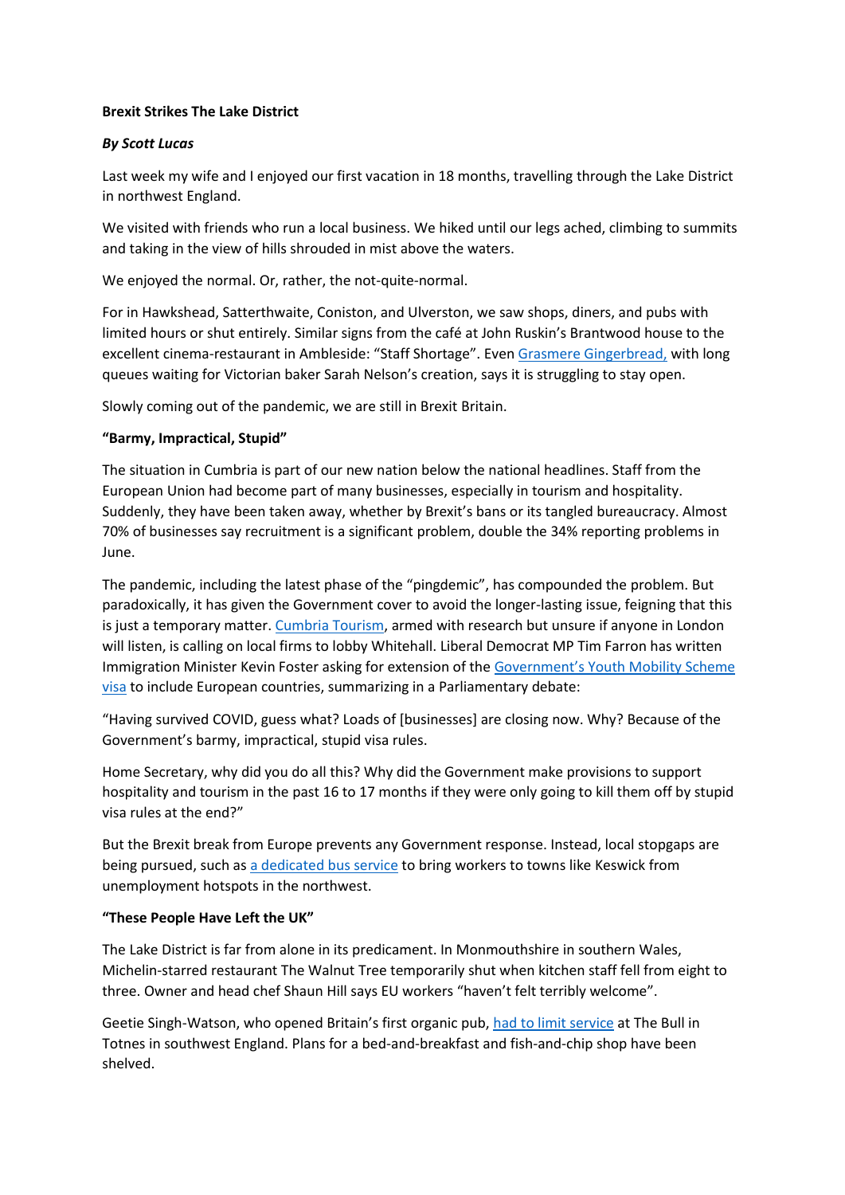**Brexit Strikes The Lake District**

***By Scott Lucas***

Last week my wife and I enjoyed our first vacation in 18 months, travelling through the Lake District in northwest England.

We visited with friends who run a local business. We hiked until our legs ached, climbing to summits and taking in the view of hills shrouded in mist above the waters.

We enjoyed the normal. Or, rather, the not-quite-normal.

For in Hawkshead, Satterthwaite, Coniston, and Ulverston, we saw shops, diners, and pubs with limited hours or shut entirely. Similar signs from the café at John Ruskin's Brantwood house to the excellent cinema-restaurant in Ambleside: "Staff Shortage". Even Grasmere Gingerbread, with long queues waiting for Victorian baker Sarah Nelson's creation, says it is struggling to stay open.

Slowly coming out of the pandemic, we are still in Brexit Britain.

**"Barmy, Impractical, Stupid"**

The situation in Cumbria is part of our new nation below the national headlines. Staff from the European Union had become part of many businesses, especially in tourism and hospitality. Suddenly, they have been taken away, whether by Brexit's bans or its tangled bureaucracy. Almost 70% of businesses say recruitment is a significant problem, double the 34% reporting problems in June.

The pandemic, including the latest phase of the "pingdemic", has compounded the problem. But paradoxically, it has given the Government cover to avoid the longer-lasting issue, feigning that this is just a temporary matter. Cumbria Tourism, armed with research but unsure if anyone in London will listen, is calling on local firms to lobby Whitehall. Liberal Democrat MP Tim Farron has written Immigration Minister Kevin Foster asking for extension of the Government's Youth Mobility Scheme visa to include European countries, summarizing in a Parliamentary debate:

"Having survived COVID, guess what? Loads of [businesses] are closing now. Why? Because of the Government's barmy, impractical, stupid visa rules.

Home Secretary, why did you do all this? Why did the Government make provisions to support hospitality and tourism in the past 16 to 17 months if they were only going to kill them off by stupid visa rules at the end?"

But the Brexit break from Europe prevents any Government response. Instead, local stopgaps are being pursued, such as a dedicated bus service to bring workers to towns like Keswick from unemployment hotspots in the northwest.

**"These People Have Left the UK"**

The Lake District is far from alone in its predicament. In Monmouthshire in southern Wales, Michelin-starred restaurant The Walnut Tree temporarily shut when kitchen staff fell from eight to three. Owner and head chef Shaun Hill says EU workers "haven't felt terribly welcome".

Geetie Singh-Watson, who opened Britain's first organic pub, had to limit service at The Bull in Totnes in southwest England. Plans for a bed-and-breakfast and fish-and-chip shop have been shelved.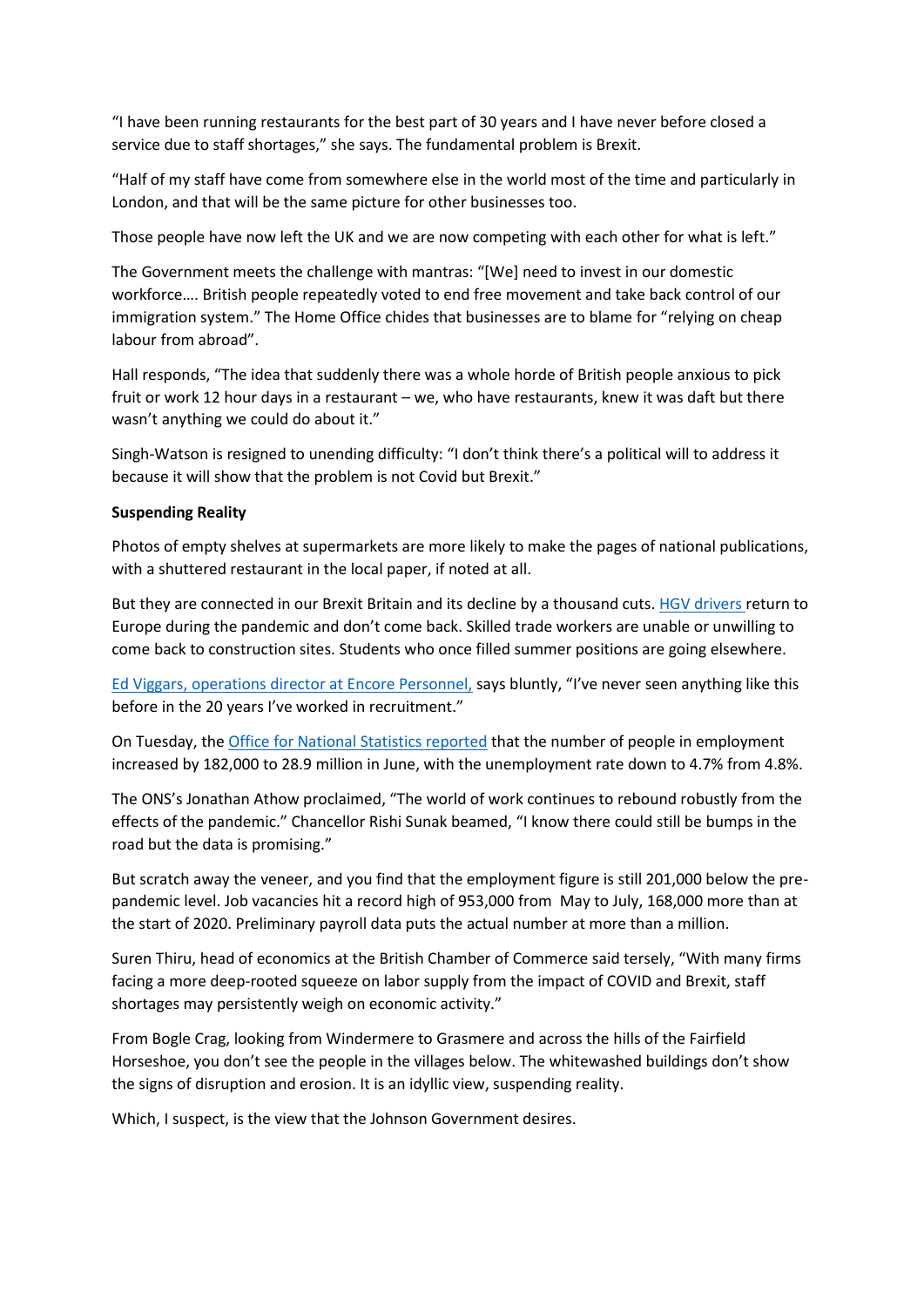"I have been running restaurants for the best part of 30 years and I have never before closed a service due to staff shortages," she says. The fundamental problem is Brexit.

"Half of my staff have come from somewhere else in the world most of the time and particularly in London, and that will be the same picture for other businesses too.

Those people have now left the UK and we are now competing with each other for what is left."

The Government meets the challenge with mantras: "[We] need to invest in our domestic workforce…. British people repeatedly voted to end free movement and take back control of our immigration system." The Home Office chides that businesses are to blame for "relying on cheap labour from abroad".

Hall responds, "The idea that suddenly there was a whole horde of British people anxious to pick fruit or work 12 hour days in a restaurant – we, who have restaurants, knew it was daft but there wasn't anything we could do about it."

Singh-Watson is resigned to unending difficulty: "I don't think there's a political will to address it because it will show that the problem is not Covid but Brexit."

**Suspending Reality**

Photos of empty shelves at supermarkets are more likely to make the pages of national publications, with a shuttered restaurant in the local paper, if noted at all.

But they are connected in our Brexit Britain and its decline by a thousand cuts. HGV drivers return to Europe during the pandemic and don't come back. Skilled trade workers are unable or unwilling to come back to construction sites. Students who once filled summer positions are going elsewhere.

Ed Viggars, operations director at Encore Personnel, says bluntly, "I've never seen anything like this before in the 20 years I've worked in recruitment."

On Tuesday, the Office for National Statistics reported that the number of people in employment increased by 182,000 to 28.9 million in June, with the unemployment rate down to 4.7% from 4.8%.

The ONS's Jonathan Athow proclaimed, "The world of work continues to rebound robustly from the effects of the pandemic." Chancellor Rishi Sunak beamed, "I know there could still be bumps in the road but the data is promising."

But scratch away the veneer, and you find that the employment figure is still 201,000 below the pre-pandemic level. Job vacancies hit a record high of 953,000 from May to July, 168,000 more than at the start of 2020. Preliminary payroll data puts the actual number at more than a million.

Suren Thiru, head of economics at the British Chamber of Commerce said tersely, "With many firms facing a more deep-rooted squeeze on labor supply from the impact of COVID and Brexit, staff shortages may persistently weigh on economic activity."

From Bogle Crag, looking from Windermere to Grasmere and across the hills of the Fairfield Horseshoe, you don't see the people in the villages below. The whitewashed buildings don't show the signs of disruption and erosion. It is an idyllic view, suspending reality.

Which, I suspect, is the view that the Johnson Government desires.